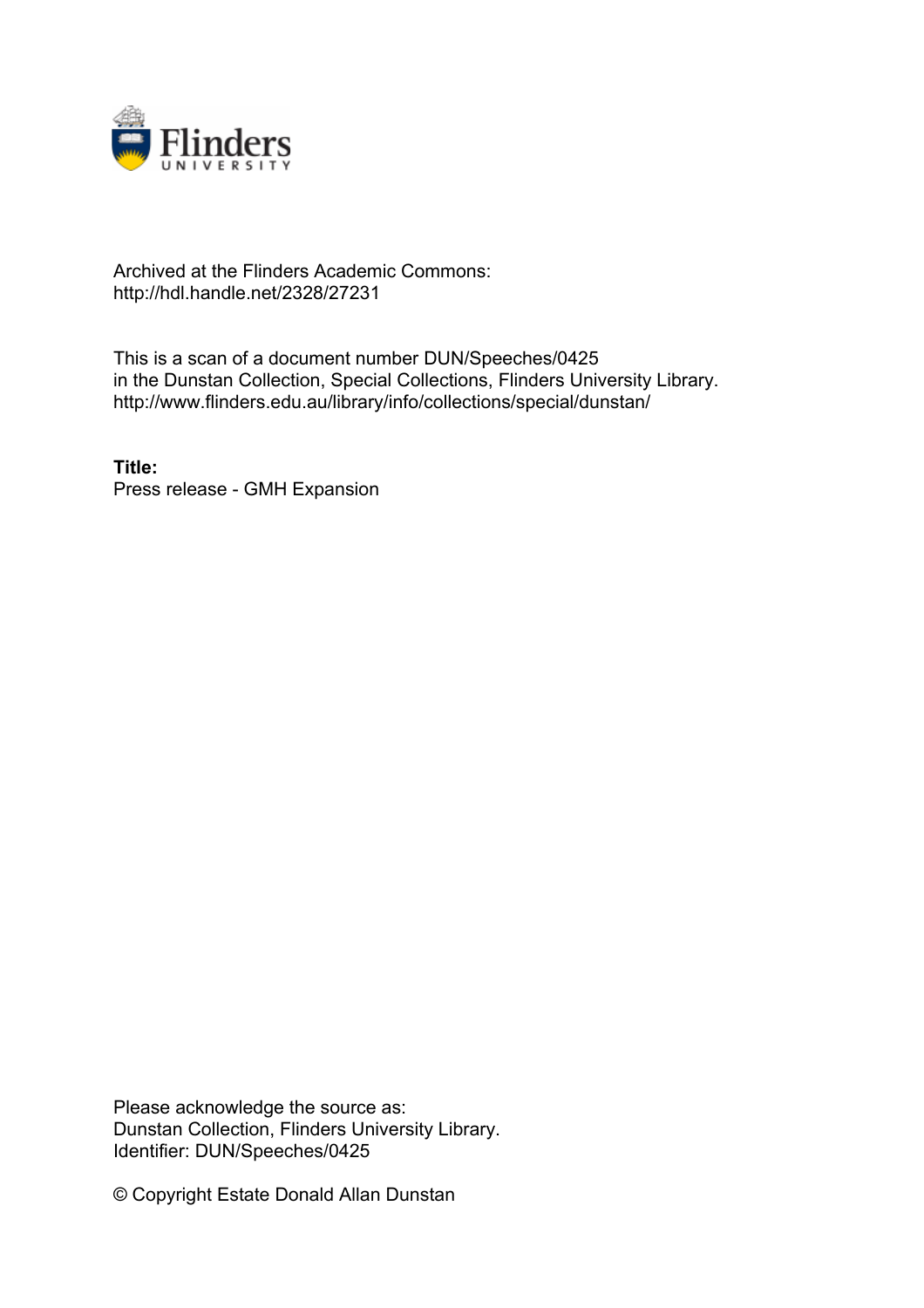Archived at the Flinders Academic Commons:
http://hdl.handle.net/2328/27231

This is a scan of a document number DUN/Speeches/0425
in the Dunstan Collection, Special Collections, Flinders University Library.
http://www.flinders.edu.au/library/info/collections/special/dunstan/

**Title:**
Press release - GMH Expansion

Please acknowledge the source as:
Dunstan Collection, Flinders University Library.
Identifier: DUN/Speeches/0425

© Copyright Estate Donald Allan Dunstan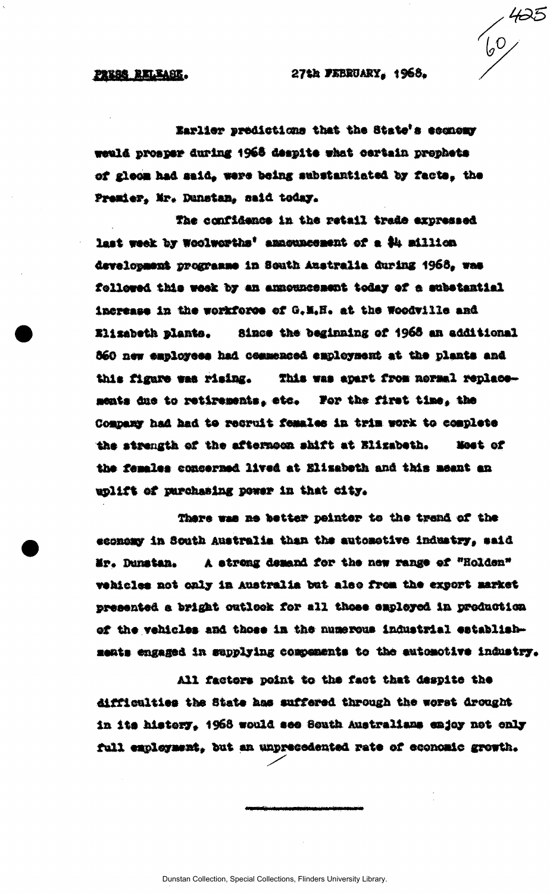PRESS RELEASE. 27th FEBRUARY, 1968.

Earlier predictions that the State's economy would prosper during 1968 despite what certain prophets of gloom had said, were being substantiated by facts, the Premier, Mr. Dunstan, said today.

The confidence in the retail trade expressed last week by Woolworths' announcement of a $4 million development programme in South Australia during 1968, was followed this week by an announcement today of a substantial increase in the workforce of G.M.H. at the Woodville and Elizabeth plants. Since the beginning of 1968 an additional 860 new employees had commenced employment at the plants and this figure was rising. This was apart from normal replacements due to retirements, etc. For the first time, the Company had had to recruit females in trim work to complete the strength of the afternoon shift at Elizabeth. Most of the females concerned lived at Elizabeth and this meant an uplift of purchasing power in that city.

There was no better pointer to the trend of the economy in South Australia than the automotive industry, said Mr. Dunstan. A strong demand for the new range of "Holden" vehicles not only in Australia but also from the export market presented a bright outlook for all those employed in production of the vehicles and those in the numerous industrial establishments engaged in supplying components to the automotive industry.

All factors point to the fact that despite the difficulties the State has suffered through the worst drought in its history, 1968 would see South Australians enjoy not only full employment, but an unprecedented rate of economic growth.

Dunstan Collection, Special Collections, Flinders University Library.